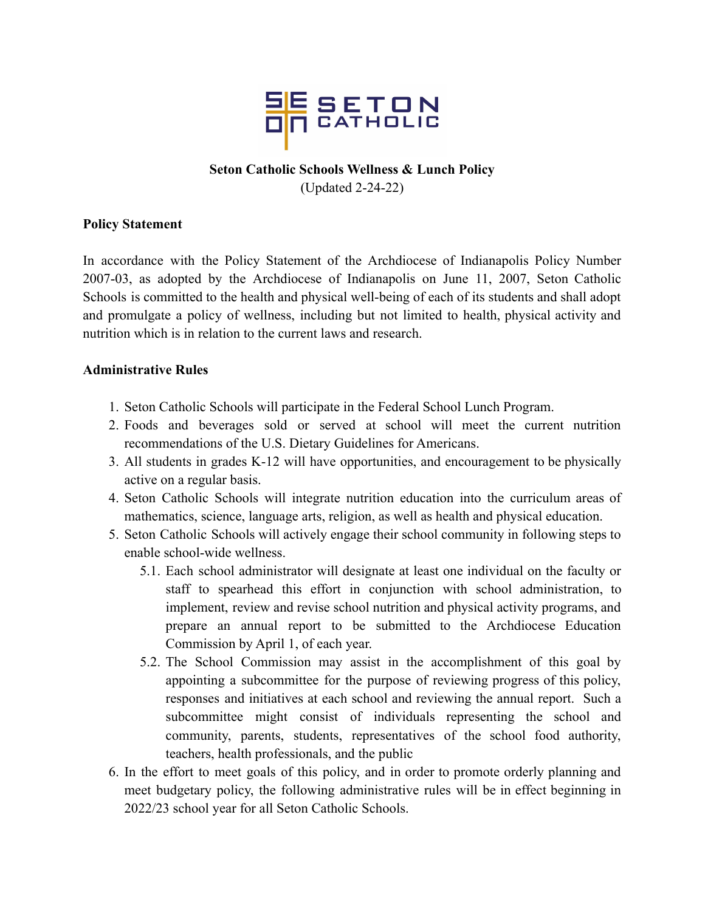**Seton Catholic Schools Wellness & Lunch Policy**

(Updated 2-24-22)

**Policy Statement**

In accordance with the Policy Statement of the Archdiocese of Indianapolis Policy Number 2007-03, as adopted by the Archdiocese of Indianapolis on June 11, 2007, Seton Catholic Schools is committed to the health and physical well-being of each of its students and shall adopt and promulgate a policy of wellness, including but not limited to health, physical activity and nutrition which is in relation to the current laws and research.

**Administrative Rules**

1. Seton Catholic Schools will participate in the Federal School Lunch Program.
2. Foods and beverages sold or served at school will meet the current nutrition recommendations of the U.S. Dietary Guidelines for Americans.
3. All students in grades K-12 will have opportunities, and encouragement to be physically active on a regular basis.
4. Seton Catholic Schools will integrate nutrition education into the curriculum areas of mathematics, science, language arts, religion, as well as health and physical education.
5. Seton Catholic Schools will actively engage their school community in following steps to enable school-wide wellness.
    5.1. Each school administrator will designate at least one individual on the faculty or staff to spearhead this effort in conjunction with school administration, to implement, review and revise school nutrition and physical activity programs, and prepare an annual report to be submitted to the Archdiocese Education Commission by April 1, of each year.
    5.2. The School Commission may assist in the accomplishment of this goal by appointing a subcommittee for the purpose of reviewing progress of this policy, responses and initiatives at each school and reviewing the annual report. Such a subcommittee might consist of individuals representing the school and community, parents, students, representatives of the school food authority, teachers, health professionals, and the public
6. In the effort to meet goals of this policy, and in order to promote orderly planning and meet budgetary policy, the following administrative rules will be in effect beginning in 2022/23 school year for all Seton Catholic Schools.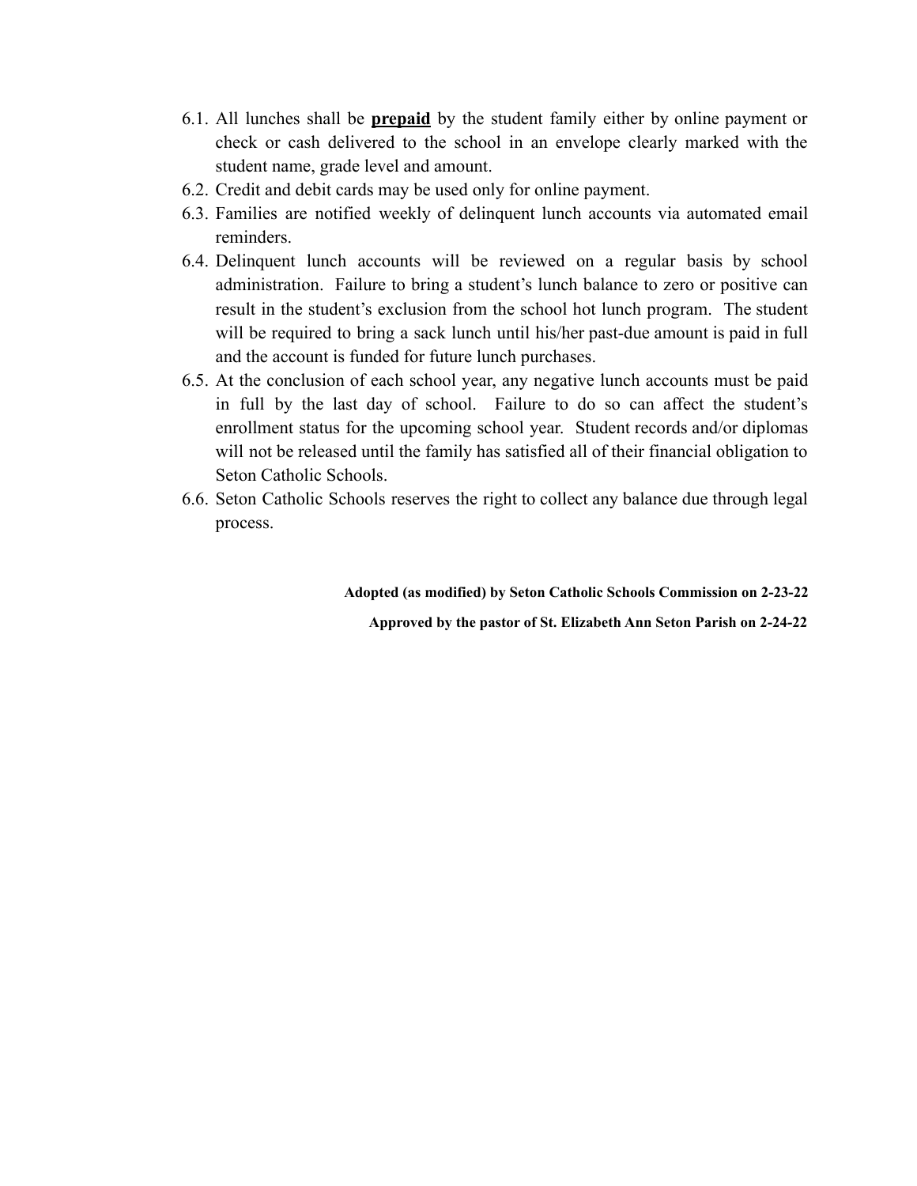6.1. All lunches shall be **<u>prepaid</u>** by the student family either by online payment or check or cash delivered to the school in an envelope clearly marked with the student name, grade level and amount.

6.2. Credit and debit cards may be used only for online payment.

6.3. Families are notified weekly of delinquent lunch accounts via automated email reminders.

6.4. Delinquent lunch accounts will be reviewed on a regular basis by school administration. Failure to bring a student's lunch balance to zero or positive can result in the student's exclusion from the school hot lunch program. The student will be required to bring a sack lunch until his/her past-due amount is paid in full and the account is funded for future lunch purchases.

6.5. At the conclusion of each school year, any negative lunch accounts must be paid in full by the last day of school. Failure to do so can affect the student's enrollment status for the upcoming school year. Student records and/or diplomas will not be released until the family has satisfied all of their financial obligation to Seton Catholic Schools.

6.6. Seton Catholic Schools reserves the right to collect any balance due through legal process.

**Adopted (as modified) by Seton Catholic Schools Commission on 2-23-22**

**Approved by the pastor of St. Elizabeth Ann Seton Parish on 2-24-22**